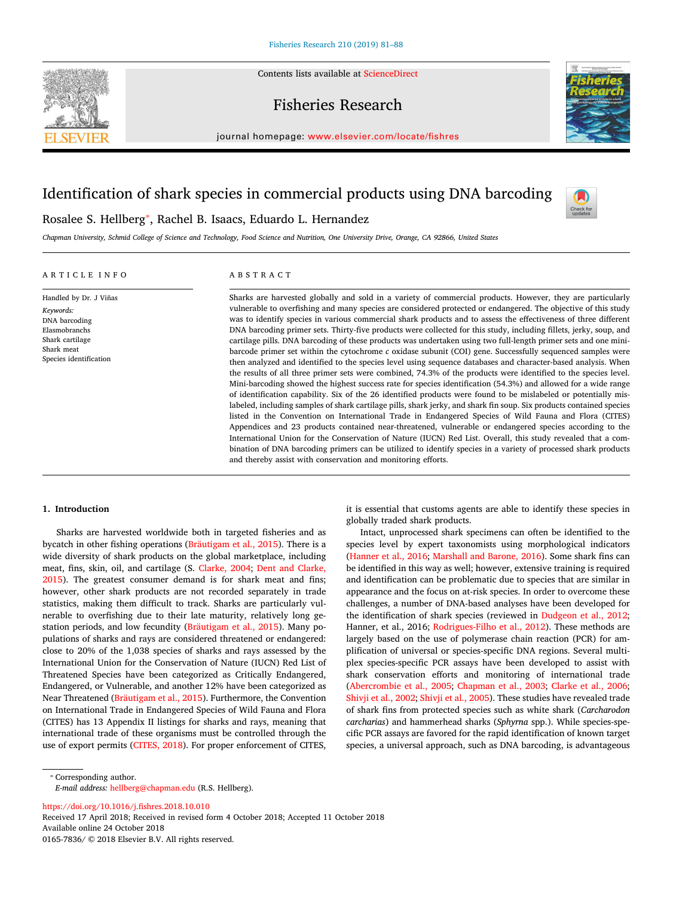# Identification of shark species in commercial products using DNA barcoding

Rosalee S. Hellberg*, Rachel B. Isaacs, Eduardo L. Hernandez

*Chapman University, Schmid College of Science and Technology, Food Science and Nutrition, One University Drive, Orange, CA 92866, United States*

## ARTICLE INFO

Handled by Dr. J Viñas

*Keywords:*
DNA barcoding
Elasmobranchs
Shark cartilage
Shark meat
Species identification

## ABSTRACT

Sharks are harvested globally and sold in a variety of commercial products. However, they are particularly vulnerable to overfishing and many species are considered protected or endangered. The objective of this study was to identify species in various commercial shark products and to assess the effectiveness of three different DNA barcoding primer sets. Thirty-five products were collected for this study, including fillets, jerky, soup, and cartilage pills. DNA barcoding of these products was undertaken using two full-length primer sets and one mini-barcode primer set within the cytochrome *c* oxidase subunit (COI) gene. Successfully sequenced samples were then analyzed and identified to the species level using sequence databases and character-based analysis. When the results of all three primer sets were combined, 74.3% of the products were identified to the species level. Mini-barcoding showed the highest success rate for species identification (54.3%) and allowed for a wide range of identification capability. Six of the 26 identified products were found to be mislabeled or potentially mislabeled, including samples of shark cartilage pills, shark jerky, and shark fin soup. Six products contained species listed in the Convention on International Trade in Endangered Species of Wild Fauna and Flora (CITES) Appendices and 23 products contained near-threatened, vulnerable or endangered species according to the International Union for the Conservation of Nature (IUCN) Red List. Overall, this study revealed that a combination of DNA barcoding primers can be utilized to identify species in a variety of processed shark products and thereby assist with conservation and monitoring efforts.

## 1. Introduction

Sharks are harvested worldwide both in targeted fisheries and as bycatch in other fishing operations (Bräutigam et al., 2015). There is a wide diversity of shark products on the global marketplace, including meat, fins, skin, oil, and cartilage (S. Clarke, 2004; Dent and Clarke, 2015). The greatest consumer demand is for shark meat and fins; however, other shark products are not recorded separately in trade statistics, making them difficult to track. Sharks are particularly vulnerable to overfishing due to their late maturity, relatively long gestation periods, and low fecundity (Bräutigam et al., 2015). Many populations of sharks and rays are considered threatened or endangered: close to 20% of the 1,038 species of sharks and rays assessed by the International Union for the Conservation of Nature (IUCN) Red List of Threatened Species have been categorized as Critically Endangered, Endangered, or Vulnerable, and another 12% have been categorized as Near Threatened (Bräutigam et al., 2015). Furthermore, the Convention on International Trade in Endangered Species of Wild Fauna and Flora (CITES) has 13 Appendix II listings for sharks and rays, meaning that international trade of these organisms must be controlled through the use of export permits (CITES, 2018). For proper enforcement of CITES, it is essential that customs agents are able to identify these species in globally traded shark products.

Intact, unprocessed shark specimens can often be identified to the species level by expert taxonomists using morphological indicators (Hanner et al., 2016; Marshall and Barone, 2016). Some shark fins can be identified in this way as well; however, extensive training is required and identification can be problematic due to species that are similar in appearance and the focus on at-risk species. In order to overcome these challenges, a number of DNA-based analyses have been developed for the identification of shark species (reviewed in Dudgeon et al., 2012; Hanner, et al., 2016; Rodrigues-Filho et al., 2012). These methods are largely based on the use of polymerase chain reaction (PCR) for amplification of universal or species-specific DNA regions. Several multiplex species-specific PCR assays have been developed to assist with shark conservation efforts and monitoring of international trade (Abercrombie et al., 2005; Chapman et al., 2003; Clarke et al., 2006; Shivji et al., 2002; Shivji et al., 2005). These studies have revealed trade of shark fins from protected species such as white shark (*Carcharodon carcharias*) and hammerhead sharks (*Sphyrna* spp.). While species-specific PCR assays are favored for the rapid identification of known target species, a universal approach, such as DNA barcoding, is advantageous

---

* Corresponding author.
*E-mail address:* hellberg@chapman.edu (R.S. Hellberg).

https://doi.org/10.1016/j.fishres.2018.10.010
Received 17 April 2018; Received in revised form 4 October 2018; Accepted 11 October 2018
Available online 24 October 2018
0165-7836/ © 2018 Elsevier B.V. All rights reserved.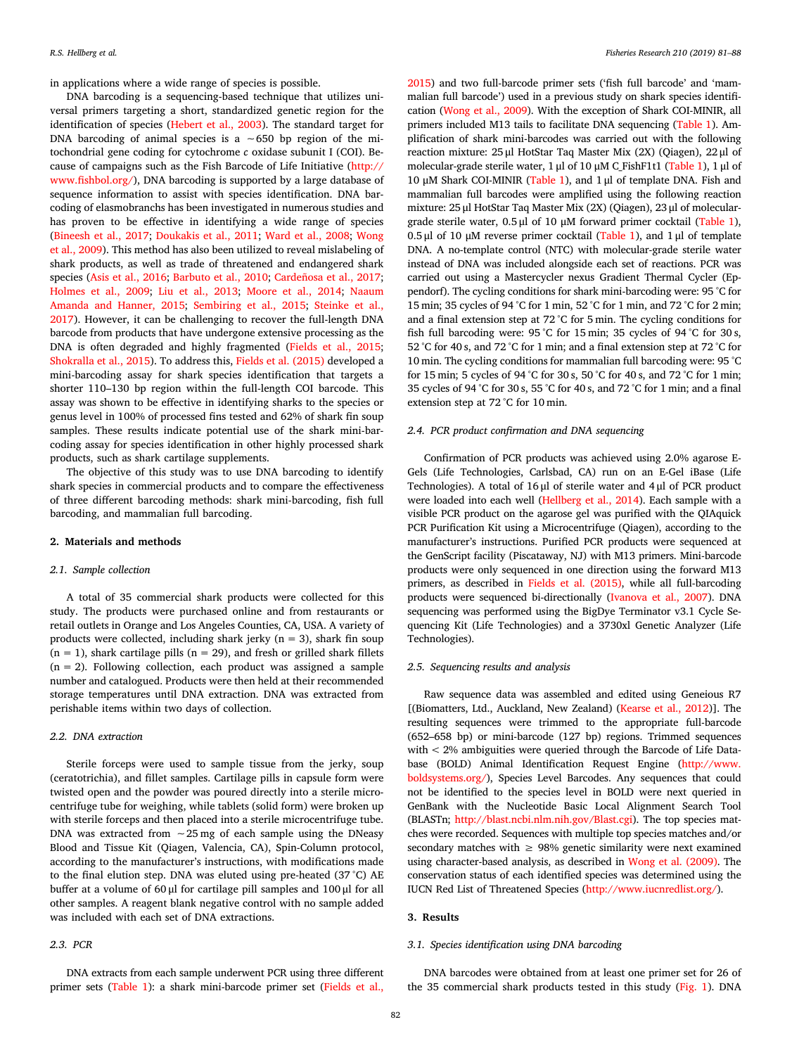in applications where a wide range of species is possible.

DNA barcoding is a sequencing-based technique that utilizes universal primers targeting a short, standardized genetic region for the identification of species (Hebert et al., 2003). The standard target for DNA barcoding of animal species is a ~650 bp region of the mitochondrial gene coding for cytochrome *c* oxidase subunit I (COI). Because of campaigns such as the Fish Barcode of Life Initiative (http://www.fishbol.org/), DNA barcoding is supported by a large database of sequence information to assist with species identification. DNA barcoding of elasmobranchs has been investigated in numerous studies and has proven to be effective in identifying a wide range of species (Bineesh et al., 2017; Doukakis et al., 2011; Ward et al., 2008; Wong et al., 2009). This method has also been utilized to reveal mislabeling of shark products, as well as trade of threatened and endangered shark species (Asis et al., 2016; Barbuto et al., 2010; Cardeñosa et al., 2017; Holmes et al., 2009; Liu et al., 2013; Moore et al., 2014; Naaum Amanda and Hanner, 2015; Sembiring et al., 2015; Steinke et al., 2017). However, it can be challenging to recover the full-length DNA barcode from products that have undergone extensive processing as the DNA is often degraded and highly fragmented (Fields et al., 2015; Shokralla et al., 2015). To address this, Fields et al. (2015) developed a mini-barcoding assay for shark species identification that targets a shorter 110–130 bp region within the full-length COI barcode. This assay was shown to be effective in identifying sharks to the species or genus level in 100% of processed fins tested and 62% of shark fin soup samples. These results indicate potential use of the shark mini-barcoding assay for species identification in other highly processed shark products, such as shark cartilage supplements.

The objective of this study was to use DNA barcoding to identify shark species in commercial products and to compare the effectiveness of three different barcoding methods: shark mini-barcoding, fish full barcoding, and mammalian full barcoding.

## 2. Materials and methods

### 2.1. Sample collection

A total of 35 commercial shark products were collected for this study. The products were purchased online and from restaurants or retail outlets in Orange and Los Angeles Counties, CA, USA. A variety of products were collected, including shark jerky (n = 3), shark fin soup (n = 1), shark cartilage pills (n = 29), and fresh or grilled shark fillets (n = 2). Following collection, each product was assigned a sample number and catalogued. Products were then held at their recommended storage temperatures until DNA extraction. DNA was extracted from perishable items within two days of collection.

### 2.2. DNA extraction

Sterile forceps were used to sample tissue from the jerky, soup (ceratotrichia), and fillet samples. Cartilage pills in capsule form were twisted open and the powder was poured directly into a sterile microcentrifuge tube for weighing, while tablets (solid form) were broken up with sterile forceps and then placed into a sterile microcentrifuge tube. DNA was extracted from ~25 mg of each sample using the DNeasy Blood and Tissue Kit (Qiagen, Valencia, CA), Spin-Column protocol, according to the manufacturer's instructions, with modifications made to the final elution step. DNA was eluted using pre-heated (37 °C) AE buffer at a volume of 60 µl for cartilage pill samples and 100 µl for all other samples. A reagent blank negative control with no sample added was included with each set of DNA extractions.

### 2.3. PCR

DNA extracts from each sample underwent PCR using three different primer sets (Table 1): a shark mini-barcode primer set (Fields et al., 2015) and two full-barcode primer sets ('fish full barcode' and 'mammalian full barcode') used in a previous study on shark species identification (Wong et al., 2009). With the exception of Shark COI-MINIR, all primers included M13 tails to facilitate DNA sequencing (Table 1). Amplification of shark mini-barcodes was carried out with the following reaction mixture: 25 µl HotStar Taq Master Mix (2X) (Qiagen), 22 µl of molecular-grade sterile water, 1 µl of 10 µM C_FishF1t1 (Table 1), 1 µl of 10 µM Shark COI-MINIR (Table 1), and 1 µl of template DNA. Fish and mammalian full barcodes were amplified using the following reaction mixture: 25 µl HotStar Taq Master Mix (2X) (Qiagen), 23 µl of molecular-grade sterile water, 0.5 µl of 10 µM forward primer cocktail (Table 1), 0.5 µl of 10 µM reverse primer cocktail (Table 1), and 1 µl of template DNA. A no-template control (NTC) with molecular-grade sterile water instead of DNA was included alongside each set of reactions. PCR was carried out using a Mastercycler nexus Gradient Thermal Cycler (Eppendorf). The cycling conditions for shark mini-barcoding were: 95 °C for 15 min; 35 cycles of 94 °C for 1 min, 52 °C for 1 min, and 72 °C for 2 min; and a final extension step at 72 °C for 5 min. The cycling conditions for fish full barcoding were: 95 °C for 15 min; 35 cycles of 94 °C for 30 s, 52 °C for 40 s, and 72 °C for 1 min; and a final extension step at 72 °C for 10 min. The cycling conditions for mammalian full barcoding were: 95 °C for 15 min; 5 cycles of 94 °C for 30 s, 50 °C for 40 s, and 72 °C for 1 min; 35 cycles of 94 °C for 30 s, 55 °C for 40 s, and 72 °C for 1 min; and a final extension step at 72 °C for 10 min.

### 2.4. PCR product confirmation and DNA sequencing

Confirmation of PCR products was achieved using 2.0% agarose E-Gels (Life Technologies, Carlsbad, CA) run on an E-Gel iBase (Life Technologies). A total of 16 µl of sterile water and 4 µl of PCR product were loaded into each well (Hellberg et al., 2014). Each sample with a visible PCR product on the agarose gel was purified with the QIAquick PCR Purification Kit using a Microcentrifuge (Qiagen), according to the manufacturer's instructions. Purified PCR products were sequenced at the GenScript facility (Piscataway, NJ) with M13 primers. Mini-barcode products were only sequenced in one direction using the forward M13 primers, as described in Fields et al. (2015), while all full-barcoding products were sequenced bi-directionally (Ivanova et al., 2007). DNA sequencing was performed using the BigDye Terminator v3.1 Cycle Sequencing Kit (Life Technologies) and a 3730xl Genetic Analyzer (Life Technologies).

### 2.5. Sequencing results and analysis

Raw sequence data was assembled and edited using Geneious R7 [(Biomatters, Ltd., Auckland, New Zealand) (Kearse et al., 2012)]. The resulting sequences were trimmed to the appropriate full-barcode (652–658 bp) or mini-barcode (127 bp) regions. Trimmed sequences with < 2% ambiguities were queried through the Barcode of Life Database (BOLD) Animal Identification Request Engine (http://www.boldsystems.org/), Species Level Barcodes. Any sequences that could not be identified to the species level in BOLD were next queried in GenBank with the Nucleotide Basic Local Alignment Search Tool (BLASTn; http://blast.ncbi.nlm.nih.gov/Blast.cgi). The top species matches were recorded. Sequences with multiple top species matches and/or secondary matches with ≥ 98% genetic similarity were next examined using character-based analysis, as described in Wong et al. (2009). The conservation status of each identified species was determined using the IUCN Red List of Threatened Species (http://www.iucnredlist.org/).

## 3. Results

### 3.1. Species identification using DNA barcoding

DNA barcodes were obtained from at least one primer set for 26 of the 35 commercial shark products tested in this study (Fig. 1). DNA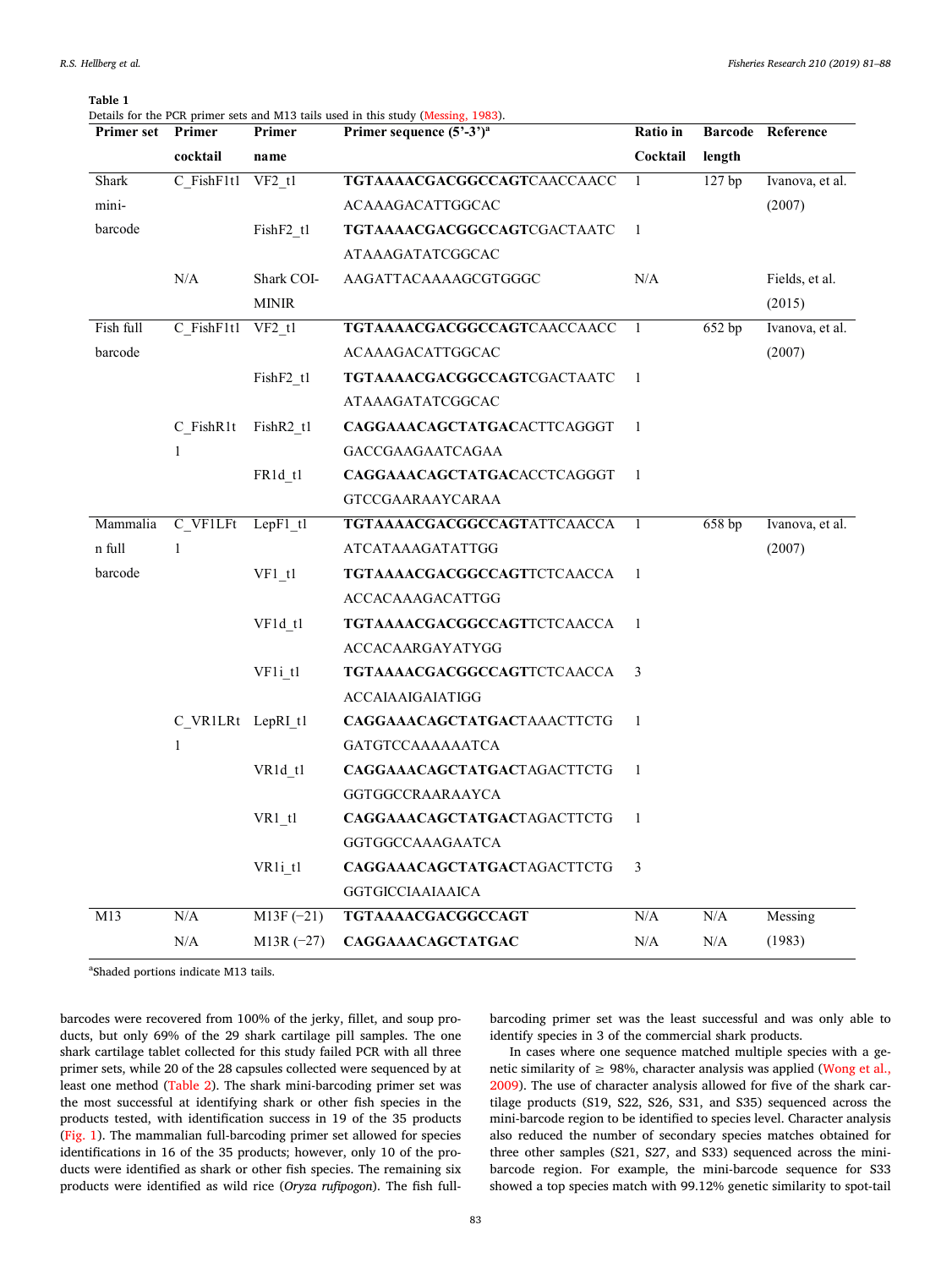**Table 1**
Details for the PCR primer sets and M13 tails used in this study (Messing, 1983).

| Primer set | Primer cocktail | Primer name | Primer sequence (5'-3')[a] | Ratio in Cocktail | Barcode length | Reference |
|---|---|---|---|---|---|---|
| Shark mini-barcode | C_FishF1t1 | VF2_t1 | **TGTAAAACGACGGCCAGT**CAACCAACCACAAAGACATTGGCAC | 1 | 127 bp | Ivanova, et al. (2007) |
| | | FishF2_t1 | **TGTAAAACGACGGCCAGT**CGACTAATCATAAAGATATCGGCAC | 1 | | |
| | N/A | Shark COI-MINIR | AAGATTACAAAAGCGTGGGC | N/A | | Fields, et al. (2015) |
| Fish full barcode | C_FishF1t1 | VF2_t1 | **TGTAAAACGACGGCCAGT**CAACCAACCACAAAGACATTGGCAC | 1 | 652 bp | Ivanova, et al. (2007) |
| | | FishF2_t1 | **TGTAAAACGACGGCCAGT**CGACTAATCATAAAGATATCGGCAC | 1 | | |
| | C_FishR1t1 | FishR2_t1 | **CAGGAAACAGCTATGAC**ACTTCAGGGTGACCGAAGAATCAGAA | 1 | | |
| | | FR1d_t1 | **CAGGAAACAGCTATGAC**ACCTCAGGGTGTCCGAARAAYCARAA | 1 | | |
| Mammalian full barcode | C_VF1LFt1 | LepF1_t1 | **TGTAAAACGACGGCCAGT**ATTCAACCAATCATAAAGATATTGG | 1 | 658 bp | Ivanova, et al. (2007) |
| | | VF1_t1 | **TGTAAAACGACGGCCAGT**TCTCAACCAACCACAAAGACATTGG | 1 | | |
| | | VF1d_t1 | **TGTAAAACGACGGCCAGT**TCTCAACCAACCACAARGAYATYGG | 1 | | |
| | | VF1i_t1 | **TGTAAAACGACGGCCAGT**TCTCAACCAACCAIAAIGAIATIGG | 3 | | |
| | C_VR1LRt1 | LepRI_t1 | **CAGGAAACAGCTATGAC**TAAACTTCTGGATGTCCAAAAAATCA | 1 | | |
| | | VR1d_t1 | **CAGGAAACAGCTATGAC**TAGACTTCTGGGTGGCCRAARAAYCA | 1 | | |
| | | VR1_t1 | **CAGGAAACAGCTATGAC**TAGACTTCTGGGTGGCCAAAGAATCA | 1 | | |
| | | VR1i_t1 | **CAGGAAACAGCTATGAC**TAGACTTCTGGGTGICCIAAIAAICA | 3 | | |
| M13 | N/A | M13F (−21) | **TGTAAAACGACGGCCAGT** | N/A | N/A | Messing (1983) |
| | N/A | M13R (−27) | **CAGGAAACAGCTATGAC** | N/A | N/A | |

[a]Shaded portions indicate M13 tails.

barcodes were recovered from 100% of the jerky, fillet, and soup products, but only 69% of the 29 shark cartilage pill samples. The one shark cartilage tablet collected for this study failed PCR with all three primer sets, while 20 of the 28 capsules collected were sequenced by at least one method (Table 2). The shark mini-barcoding primer set was the most successful at identifying shark or other fish species in the products tested, with identification success in 19 of the 35 products (Fig. 1). The mammalian full-barcoding primer set allowed for species identifications in 16 of the 35 products; however, only 10 of the products were identified as shark or other fish species. The remaining six products were identified as wild rice (*Oryza rufipogon*). The fish full-barcoding primer set was the least successful and was only able to identify species in 3 of the commercial shark products.

In cases where one sequence matched multiple species with a genetic similarity of ≥ 98%, character analysis was applied (Wong et al., 2009). The use of character analysis allowed for five of the shark cartilage products (S19, S22, S26, S31, and S35) sequenced across the mini-barcode region to be identified to species level. Character analysis also reduced the number of secondary species matches obtained for three other samples (S21, S27, and S33) sequenced across the mini-barcode region. For example, the mini-barcode sequence for S33 showed a top species match with 99.12% genetic similarity to spot-tail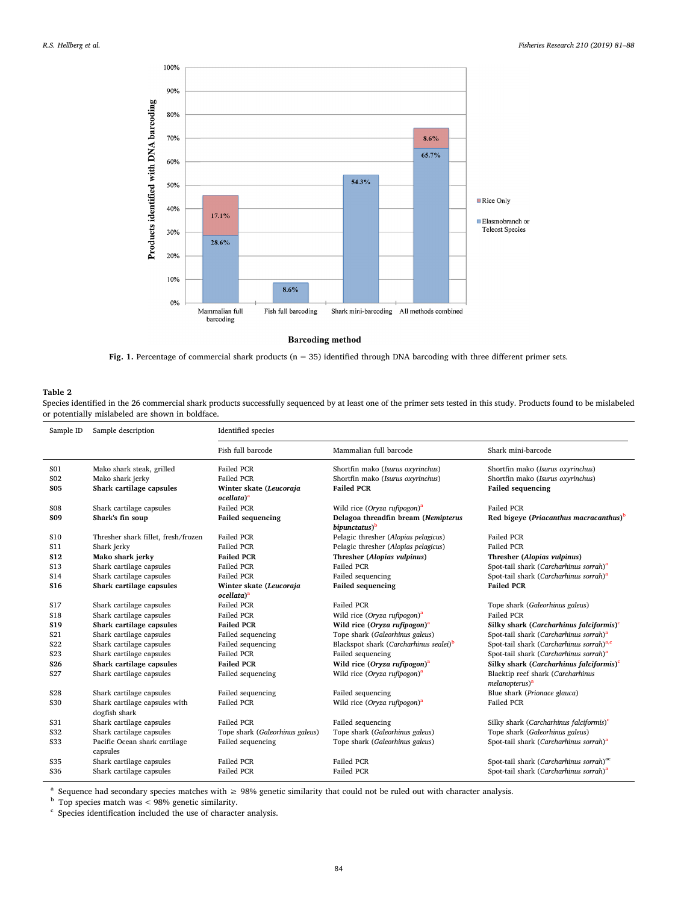Fig. 1. Percentage of commercial shark products (n = 35) identified through DNA barcoding with three different primer sets.

**Table 2**
Species identified in the 26 commercial shark products successfully sequenced by at least one of the primer sets tested in this study. Products found to be mislabeled or potentially mislabeled are shown in boldface.

| Sample ID | Sample description | Identified species | | |
|---|---|---|---|---|
| | | Fish full barcode | Mammalian full barcode | Shark mini-barcode |
| S01 | Mako shark steak, grilled | Failed PCR | Shortfin mako (*Isurus oxyrinchus*) | Shortfin mako (*Isurus oxyrinchus*) |
| S02 | Mako shark jerky | Failed PCR | Shortfin mako (*Isurus oxyrinchus*) | Shortfin mako (*Isurus oxyrinchus*) |
| **S05** | **Shark cartilage capsules** | **Winter skate (*Leucoraja ocellata*)**[a] | **Failed PCR** | **Failed sequencing** |
| S08 | Shark cartilage capsules | Failed PCR | Wild rice (*Oryza rufipogon*)[a] | Failed PCR |
| **S09** | **Shark's fin soup** | **Failed sequencing** | **Delagoa threadfin bream (*Nemipterus bipunctatus*)**[b] | **Red bigeye (*Priacanthus macracanthus*)**[b] |
| S10 | Thresher shark fillet, fresh/frozen | Failed PCR | Pelagic thresher (*Alopias pelagicus*) | Failed PCR |
| S11 | Shark jerky | Failed PCR | Pelagic thresher (*Alopias pelagicus*) | Failed PCR |
| **S12** | **Mako shark jerky** | **Failed PCR** | **Thresher (*Alopias vulpinus*)** | **Thresher (*Alopias vulpinus*)** |
| S13 | Shark cartilage capsules | Failed PCR | Failed PCR | Spot-tail shark (*Carcharhinus sorrah*)[a] |
| S14 | Shark cartilage capsules | Failed PCR | Failed sequencing | Spot-tail shark (*Carcharhinus sorrah*)[a] |
| **S16** | **Shark cartilage capsules** | **Winter skate (*Leucoraja ocellata*)**[a] | **Failed sequencing** | **Failed PCR** |
| S17 | Shark cartilage capsules | Failed PCR | Failed PCR | Tope shark (*Galeorhinus galeus*) |
| S18 | Shark cartilage capsules | Failed PCR | Wild rice (*Oryza rufipogon*)[a] | Failed PCR |
| **S19** | **Shark cartilage capsules** | **Failed PCR** | **Wild rice (*Oryza rufipogon*)**[a] | **Silky shark (*Carcharhinus falciformis*)**[c] |
| S21 | Shark cartilage capsules | Failed sequencing | Tope shark (*Galeorhinus galeus*) | Spot-tail shark (*Carcharhinus sorrah*)[a] |
| S22 | Shark cartilage capsules | Failed sequencing | Blackspot shark (*Carcharhinus sealei*)[b] | Spot-tail shark (*Carcharhinus sorrah*)[a,c] |
| S23 | Shark cartilage capsules | Failed PCR | Failed sequencing | Spot-tail shark (*Carcharhinus sorrah*)[a] |
| **S26** | **Shark cartilage capsules** | **Failed PCR** | **Wild rice (*Oryza rufipogon*)**[a] | **Silky shark (*Carcharhinus falciformis*)**[c] |
| S27 | Shark cartilage capsules | Failed sequencing | Wild rice (*Oryza rufipogon*)[a] | Blacktip reef shark (*Carcharhinus melanopterus*)[a] |
| S28 | Shark cartilage capsules | Failed sequencing | Failed sequencing | Blue shark (*Prionace glauca*) |
| S30 | Shark cartilage capsules with dogfish shark | Failed PCR | Wild rice (*Oryza rufipogon*)[a] | Failed PCR |
| S31 | Shark cartilage capsules | Failed PCR | Failed sequencing | Silky shark (*Carcharhinus falciformis*)[c] |
| S32 | Shark cartilage capsules | Tope shark (*Galeorhinus galeus*) | Tope shark (*Galeorhinus galeus*) | Tope shark (*Galeorhinus galeus*) |
| S33 | Pacific Ocean shark cartilage capsules | Failed sequencing | Tope shark (*Galeorhinus galeus*) | Spot-tail shark (*Carcharhinus sorrah*)[a] |
| S35 | Shark cartilage capsules | Failed PCR | Failed PCR | Spot-tail shark (*Carcharhinus sorrah*)[ac] |
| S36 | Shark cartilage capsules | Failed PCR | Failed PCR | Spot-tail shark (*Carcharhinus sorrah*)[a] |

[a] Sequence had secondary species matches with ≥ 98% genetic similarity that could not be ruled out with character analysis.
[b] Top species match was < 98% genetic similarity.
[c] Species identification included the use of character analysis.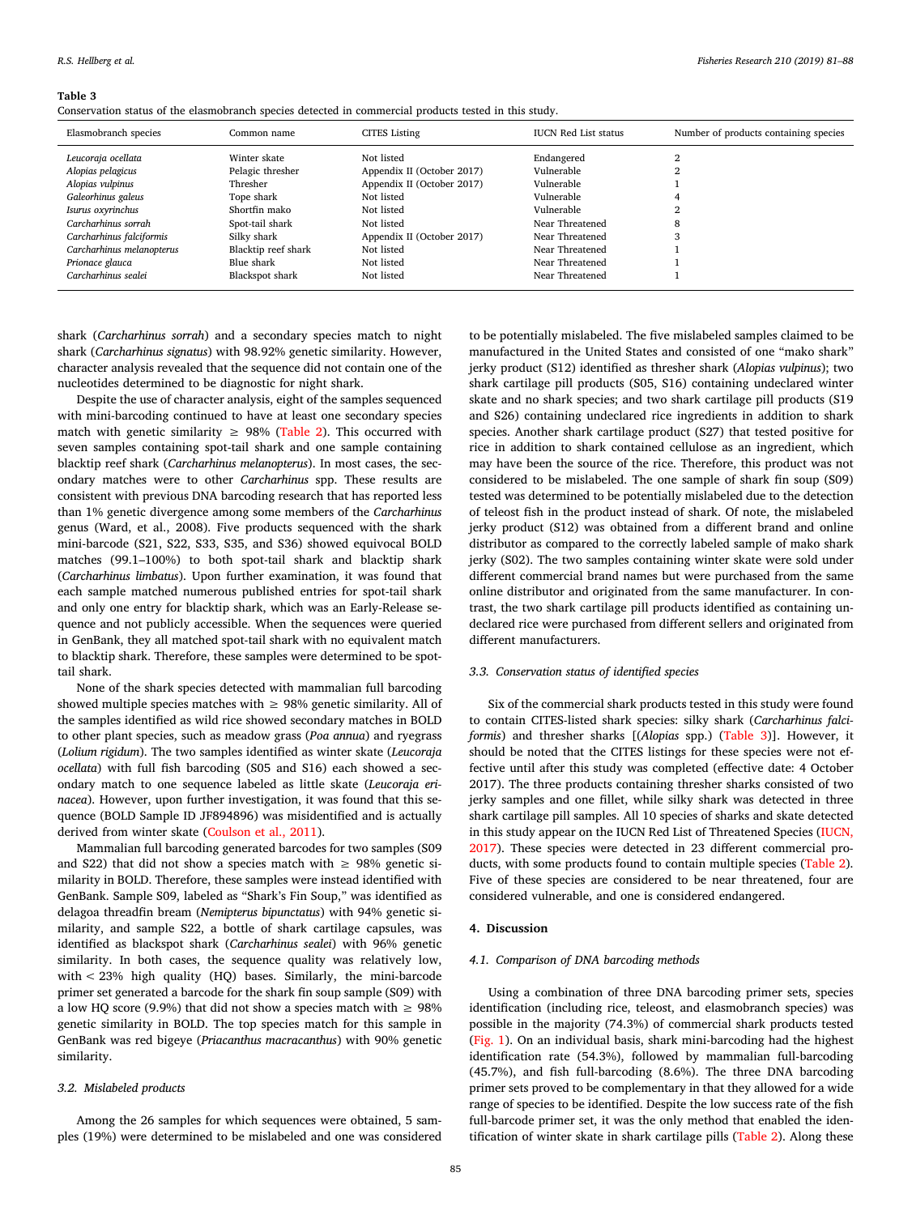**Table 3**
Conservation status of the elasmobranch species detected in commercial products tested in this study.

| Elasmobranch species | Common name | CITES Listing | IUCN Red List status | Number of products containing species |
|---|---|---|---|---|
| *Leucoraja ocellata* | Winter skate | Not listed | Endangered | 2 |
| *Alopias pelagicus* | Pelagic thresher | Appendix II (October 2017) | Vulnerable | 2 |
| *Alopias vulpinus* | Thresher | Appendix II (October 2017) | Vulnerable | 1 |
| *Galeorhinus galeus* | Tope shark | Not listed | Vulnerable | 4 |
| *Isurus oxyrinchus* | Shortfin mako | Not listed | Vulnerable | 2 |
| *Carcharhinus sorrah* | Spot-tail shark | Not listed | Near Threatened | 8 |
| *Carcharhinus falciformis* | Silky shark | Appendix II (October 2017) | Near Threatened | 3 |
| *Carcharhinus melanopterus* | Blacktip reef shark | Not listed | Near Threatened | 1 |
| *Prionace glauca* | Blue shark | Not listed | Near Threatened | 1 |
| *Carcharhinus sealei* | Blackspot shark | Not listed | Near Threatened | 1 |

shark (*Carcharhinus sorrah*) and a secondary species match to night shark (*Carcharhinus signatus*) with 98.92% genetic similarity. However, character analysis revealed that the sequence did not contain one of the nucleotides determined to be diagnostic for night shark.

Despite the use of character analysis, eight of the samples sequenced with mini-barcoding continued to have at least one secondary species match with genetic similarity ≥ 98% (Table 2). This occurred with seven samples containing spot-tail shark and one sample containing blacktip reef shark (*Carcharhinus melanopterus*). In most cases, the secondary matches were to other *Carcharhinus* spp. These results are consistent with previous DNA barcoding research that has reported less than 1% genetic divergence among some members of the *Carcharhinus* genus (Ward, et al., 2008). Five products sequenced with the shark mini-barcode (S21, S22, S33, S35, and S36) showed equivocal BOLD matches (99.1–100%) to both spot-tail shark and blacktip shark (*Carcharhinus limbatus*). Upon further examination, it was found that each sample matched numerous published entries for spot-tail shark and only one entry for blacktip shark, which was an Early-Release sequence and not publicly accessible. When the sequences were queried in GenBank, they all matched spot-tail shark with no equivalent match to blacktip shark. Therefore, these samples were determined to be spot-tail shark.

None of the shark species detected with mammalian full barcoding showed multiple species matches with ≥ 98% genetic similarity. All of the samples identified as wild rice showed secondary matches in BOLD to other plant species, such as meadow grass (*Poa annua*) and ryegrass (*Lolium rigidum*). The two samples identified as winter skate (*Leucoraja ocellata*) with full fish barcoding (S05 and S16) each showed a secondary match to one sequence labeled as little skate (*Leucoraja erinacea*). However, upon further investigation, it was found that this sequence (BOLD Sample ID JF894896) was misidentified and is actually derived from winter skate (Coulson et al., 2011).

Mammalian full barcoding generated barcodes for two samples (S09 and S22) that did not show a species match with ≥ 98% genetic similarity in BOLD. Therefore, these samples were instead identified with GenBank. Sample S09, labeled as "Shark's Fin Soup," was identified as delagoa threadfin bream (*Nemipterus bipunctatus*) with 94% genetic similarity, and sample S22, a bottle of shark cartilage capsules, was identified as blackspot shark (*Carcharhinus sealei*) with 96% genetic similarity. In both cases, the sequence quality was relatively low, with < 23% high quality (HQ) bases. Similarly, the mini-barcode primer set generated a barcode for the shark fin soup sample (S09) with a low HQ score (9.9%) that did not show a species match with ≥ 98% genetic similarity in BOLD. The top species match for this sample in GenBank was red bigeye (*Priacanthus macracanthus*) with 90% genetic similarity.

### 3.2. Mislabeled products

Among the 26 samples for which sequences were obtained, 5 samples (19%) were determined to be mislabeled and one was considered to be potentially mislabeled. The five mislabeled samples claimed to be manufactured in the United States and consisted of one "mako shark" jerky product (S12) identified as thresher shark (*Alopias vulpinus*); two shark cartilage pill products (S05, S16) containing undeclared winter skate and no shark species; and two shark cartilage pill products (S19 and S26) containing undeclared rice ingredients in addition to shark species. Another shark cartilage product (S27) that tested positive for rice in addition to shark contained cellulose as an ingredient, which may have been the source of the rice. Therefore, this product was not considered to be mislabeled. The one sample of shark fin soup (S09) tested was determined to be potentially mislabeled due to the detection of teleost fish in the product instead of shark. Of note, the mislabeled jerky product (S12) was obtained from a different brand and online distributor as compared to the correctly labeled sample of mako shark jerky (S02). The two samples containing winter skate were sold under different commercial brand names but were purchased from the same online distributor and originated from the same manufacturer. In contrast, the two shark cartilage pill products identified as containing undeclared rice were purchased from different sellers and originated from different manufacturers.

### 3.3. Conservation status of identified species

Six of the commercial shark products tested in this study were found to contain CITES-listed shark species: silky shark (*Carcharhinus falciformis*) and thresher sharks [(*Alopias* spp.) (Table 3)]. However, it should be noted that the CITES listings for these species were not effective until after this study was completed (effective date: 4 October 2017). The three products containing thresher sharks consisted of two jerky samples and one fillet, while silky shark was detected in three shark cartilage pill samples. All 10 species of sharks and skate detected in this study appear on the IUCN Red List of Threatened Species (IUCN, 2017). These species were detected in 23 different commercial products, with some products found to contain multiple species (Table 2). Five of these species are considered to be near threatened, four are considered vulnerable, and one is considered endangered.

## 4. Discussion

### 4.1. Comparison of DNA barcoding methods

Using a combination of three DNA barcoding primer sets, species identification (including rice, teleost, and elasmobranch species) was possible in the majority (74.3%) of commercial shark products tested (Fig. 1). On an individual basis, shark mini-barcoding had the highest identification rate (54.3%), followed by mammalian full-barcoding (45.7%), and fish full-barcoding (8.6%). The three DNA barcoding primer sets proved to be complementary in that they allowed for a wide range of species to be identified. Despite the low success rate of the fish full-barcode primer set, it was the only method that enabled the identification of winter skate in shark cartilage pills (Table 2). Along these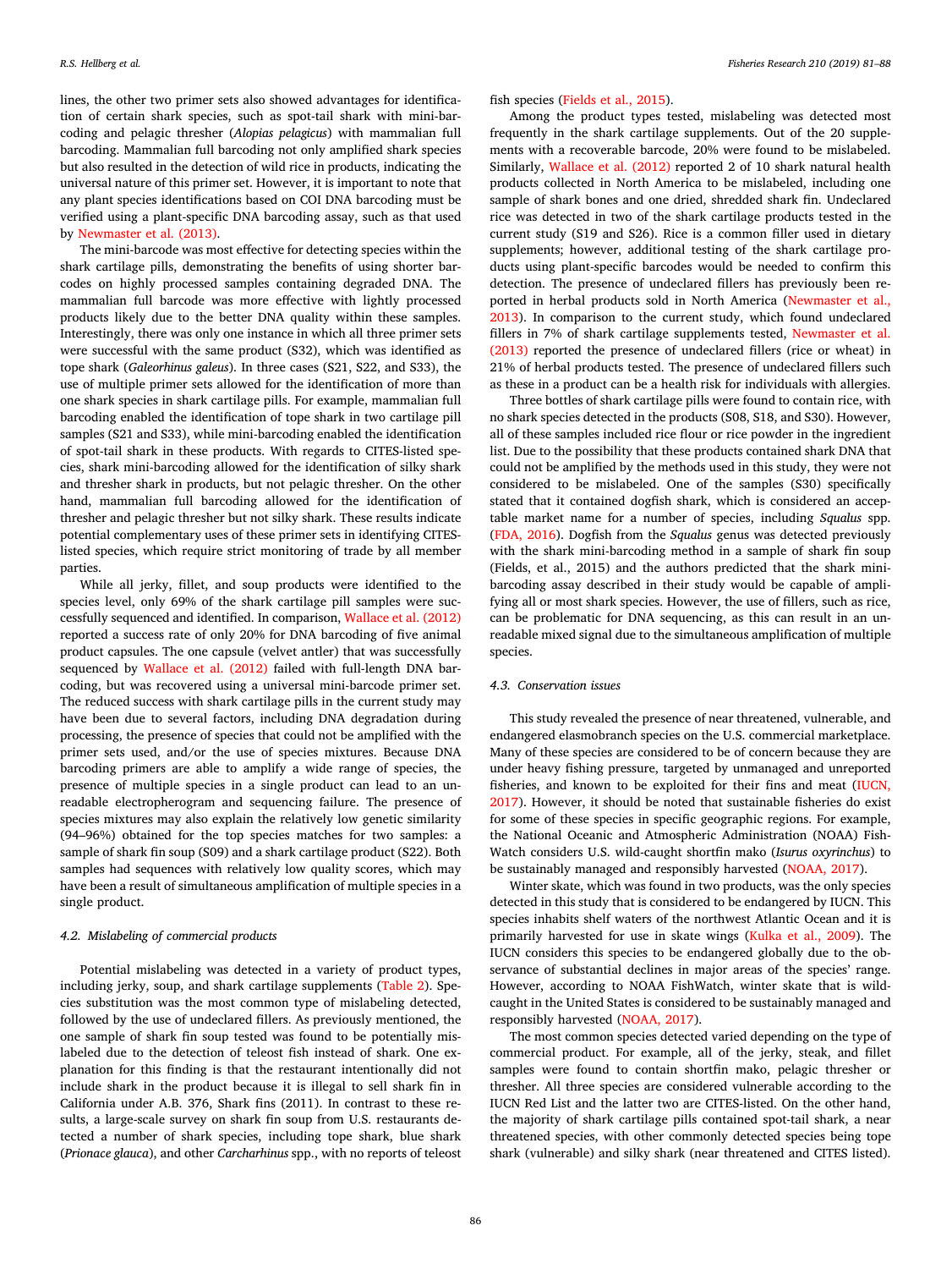lines, the other two primer sets also showed advantages for identification of certain shark species, such as spot-tail shark with mini-barcoding and pelagic thresher (*Alopias pelagicus*) with mammalian full barcoding. Mammalian full barcoding not only amplified shark species but also resulted in the detection of wild rice in products, indicating the universal nature of this primer set. However, it is important to note that any plant species identifications based on COI DNA barcoding must be verified using a plant-specific DNA barcoding assay, such as that used by Newmaster et al. (2013).

The mini-barcode was most effective for detecting species within the shark cartilage pills, demonstrating the benefits of using shorter barcodes on highly processed samples containing degraded DNA. The mammalian full barcode was more effective with lightly processed products likely due to the better DNA quality within these samples. Interestingly, there was only one instance in which all three primer sets were successful with the same product (S32), which was identified as tope shark (*Galeorhinus galeus*). In three cases (S21, S22, and S33), the use of multiple primer sets allowed for the identification of more than one shark species in shark cartilage pills. For example, mammalian full barcoding enabled the identification of tope shark in two cartilage pill samples (S21 and S33), while mini-barcoding enabled the identification of spot-tail shark in these products. With regards to CITES-listed species, shark mini-barcoding allowed for the identification of silky shark and thresher shark in products, but not pelagic thresher. On the other hand, mammalian full barcoding allowed for the identification of thresher and pelagic thresher but not silky shark. These results indicate potential complementary uses of these primer sets in identifying CITES-listed species, which require strict monitoring of trade by all member parties.

While all jerky, fillet, and soup products were identified to the species level, only 69% of the shark cartilage pill samples were successfully sequenced and identified. In comparison, Wallace et al. (2012) reported a success rate of only 20% for DNA barcoding of five animal product capsules. The one capsule (velvet antler) that was successfully sequenced by Wallace et al. (2012) failed with full-length DNA barcoding, but was recovered using a universal mini-barcode primer set. The reduced success with shark cartilage pills in the current study may have been due to several factors, including DNA degradation during processing, the presence of species that could not be amplified with the primer sets used, and/or the use of species mixtures. Because DNA barcoding primers are able to amplify a wide range of species, the presence of multiple species in a single product can lead to an unreadable electropherogram and sequencing failure. The presence of species mixtures may also explain the relatively low genetic similarity (94–96%) obtained for the top species matches for two samples: a sample of shark fin soup (S09) and a shark cartilage product (S22). Both samples had sequences with relatively low quality scores, which may have been a result of simultaneous amplification of multiple species in a single product.

### 4.2. Mislabeling of commercial products

Potential mislabeling was detected in a variety of product types, including jerky, soup, and shark cartilage supplements (Table 2). Species substitution was the most common type of mislabeling detected, followed by the use of undeclared fillers. As previously mentioned, the one sample of shark fin soup tested was found to be potentially mislabeled due to the detection of teleost fish instead of shark. One explanation for this finding is that the restaurant intentionally did not include shark in the product because it is illegal to sell shark fin in California under A.B. 376, Shark fins (2011). In contrast to these results, a large-scale survey on shark fin soup from U.S. restaurants detected a number of shark species, including tope shark, blue shark (*Prionace glauca*), and other *Carcharhinus* spp., with no reports of teleost fish species (Fields et al., 2015).

Among the product types tested, mislabeling was detected most frequently in the shark cartilage supplements. Out of the 20 supplements with a recoverable barcode, 20% were found to be mislabeled. Similarly, Wallace et al. (2012) reported 2 of 10 shark natural health products collected in North America to be mislabeled, including one sample of shark bones and one dried, shredded shark fin. Undeclared rice was detected in two of the shark cartilage products tested in the current study (S19 and S26). Rice is a common filler used in dietary supplements; however, additional testing of the shark cartilage products using plant-specific barcodes would be needed to confirm this detection. The presence of undeclared fillers has previously been reported in herbal products sold in North America (Newmaster et al., 2013). In comparison to the current study, which found undeclared fillers in 7% of shark cartilage supplements tested, Newmaster et al. (2013) reported the presence of undeclared fillers (rice or wheat) in 21% of herbal products tested. The presence of undeclared fillers such as these in a product can be a health risk for individuals with allergies.

Three bottles of shark cartilage pills were found to contain rice, with no shark species detected in the products (S08, S18, and S30). However, all of these samples included rice flour or rice powder in the ingredient list. Due to the possibility that these products contained shark DNA that could not be amplified by the methods used in this study, they were not considered to be mislabeled. One of the samples (S30) specifically stated that it contained dogfish shark, which is considered an acceptable market name for a number of species, including *Squalus* spp. (FDA, 2016). Dogfish from the *Squalus* genus was detected previously with the shark mini-barcoding method in a sample of shark fin soup (Fields, et al., 2015) and the authors predicted that the shark mini-barcoding assay described in their study would be capable of amplifying all or most shark species. However, the use of fillers, such as rice, can be problematic for DNA sequencing, as this can result in an unreadable mixed signal due to the simultaneous amplification of multiple species.

### 4.3. Conservation issues

This study revealed the presence of near threatened, vulnerable, and endangered elasmobranch species on the U.S. commercial marketplace. Many of these species are considered to be of concern because they are under heavy fishing pressure, targeted by unmanaged and unreported fisheries, and known to be exploited for their fins and meat (IUCN, 2017). However, it should be noted that sustainable fisheries do exist for some of these species in specific geographic regions. For example, the National Oceanic and Atmospheric Administration (NOAA) FishWatch considers U.S. wild-caught shortfin mako (*Isurus oxyrinchus*) to be sustainably managed and responsibly harvested (NOAA, 2017).

Winter skate, which was found in two products, was the only species detected in this study that is considered to be endangered by IUCN. This species inhabits shelf waters of the northwest Atlantic Ocean and it is primarily harvested for use in skate wings (Kulka et al., 2009). The IUCN considers this species to be endangered globally due to the observance of substantial declines in major areas of the species' range. However, according to NOAA FishWatch, winter skate that is wild-caught in the United States is considered to be sustainably managed and responsibly harvested (NOAA, 2017).

The most common species detected varied depending on the type of commercial product. For example, all of the jerky, steak, and fillet samples were found to contain shortfin mako, pelagic thresher or thresher. All three species are considered vulnerable according to the IUCN Red List and the latter two are CITES-listed. On the other hand, the majority of shark cartilage pills contained spot-tail shark, a near threatened species, with other commonly detected species being tope shark (vulnerable) and silky shark (near threatened and CITES listed).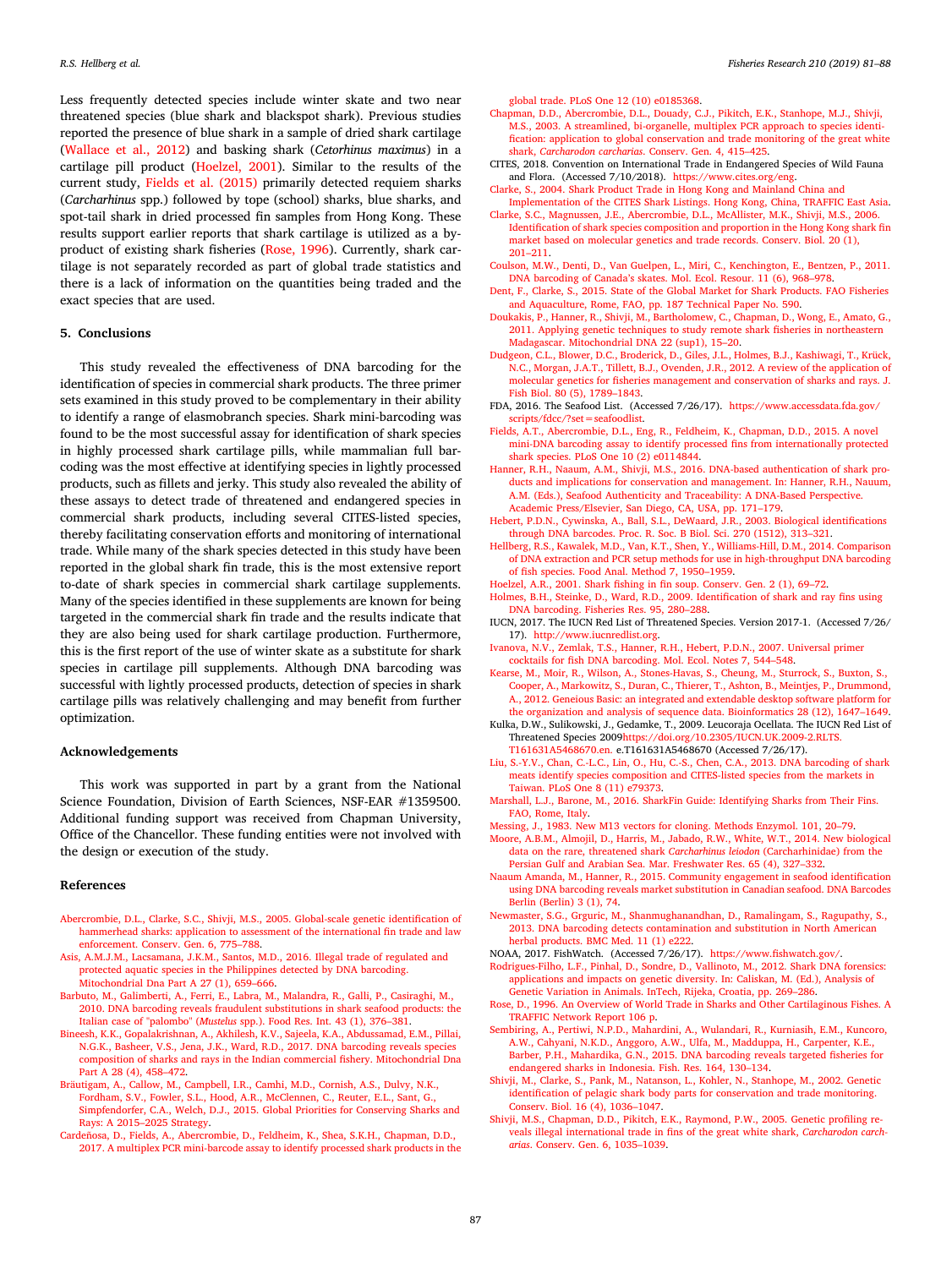Less frequently detected species include winter skate and two near threatened species (blue shark and blackspot shark). Previous studies reported the presence of blue shark in a sample of dried shark cartilage (Wallace et al., 2012) and basking shark (*Cetorhinus maximus*) in a cartilage pill product (Hoelzel, 2001). Similar to the results of the current study, Fields et al. (2015) primarily detected requiem sharks (*Carcharhinus* spp.) followed by tope (school) sharks, blue sharks, and spot-tail shark in dried processed fin samples from Hong Kong. These results support earlier reports that shark cartilage is utilized as a by-product of existing shark fisheries (Rose, 1996). Currently, shark cartilage is not separately recorded as part of global trade statistics and there is a lack of information on the quantities being traded and the exact species that are used.

## 5. Conclusions

This study revealed the effectiveness of DNA barcoding for the identification of species in commercial shark products. The three primer sets examined in this study proved to be complementary in their ability to identify a range of elasmobranch species. Shark mini-barcoding was found to be the most successful assay for identification of shark species in highly processed shark cartilage pills, while mammalian full barcoding was the most effective at identifying species in lightly processed products, such as fillets and jerky. This study also revealed the ability of these assays to detect trade of threatened and endangered species in commercial shark products, including several CITES-listed species, thereby facilitating conservation efforts and monitoring of international trade. While many of the shark species detected in this study have been reported in the global shark fin trade, this is the most extensive report to-date of shark species in commercial shark cartilage supplements. Many of the species identified in these supplements are known for being targeted in the commercial shark fin trade and the results indicate that they are also being used for shark cartilage production. Furthermore, this is the first report of the use of winter skate as a substitute for shark species in cartilage pill supplements. Although DNA barcoding was successful with lightly processed products, detection of species in shark cartilage pills was relatively challenging and may benefit from further optimization.

## Acknowledgements

This work was supported in part by a grant from the National Science Foundation, Division of Earth Sciences, NSF-EAR #1359500. Additional funding support was received from Chapman University, Office of the Chancellor. These funding entities were not involved with the design or execution of the study.

## References

Abercrombie, D.L., Clarke, S.C., Shivji, M.S., 2005. Global-scale genetic identification of hammerhead sharks: application to assessment of the international fin trade and law enforcement. Conserv. Gen. 6, 775–788.

Asis, A.M.J.M., Lacsamana, J.K.M., Santos, M.D., 2016. Illegal trade of regulated and protected aquatic species in the Philippines detected by DNA barcoding. Mitochondrial Dna Part A 27 (1), 659–666.

Barbuto, M., Galimberti, A., Ferri, E., Labra, M., Malandra, R., Galli, P., Casiraghi, M., 2010. DNA barcoding reveals fraudulent substitutions in shark seafood products: the Italian case of "palombo" (*Mustelus* spp.). Food Res. Int. 43 (1), 376–381.

Bineesh, K.K., Gopalakrishnan, A., Akhilesh, K.V., Sajeela, K.A., Abdussamad, E.M., Pillai, N.G.K., Basheer, V.S., Jena, J.K., Ward, R.D., 2017. DNA barcoding reveals species composition of sharks and rays in the Indian commercial fishery. Mitochondrial Dna Part A 28 (4), 458–472.

Bräutigam, A., Callow, M., Campbell, I.R., Camhi, M.D., Cornish, A.S., Dulvy, N.K., Fordham, S.V., Fowler, S.L., Hood, A.R., McClennen, C., Reuter, E.L., Sant, G., Simpfendorfer, C.A., Welch, D.J., 2015. Global Priorities for Conserving Sharks and Rays: A 2015–2025 Strategy.

Cardeñosa, D., Fields, A., Abercrombie, D., Feldheim, K., Shea, S.K.H., Chapman, D.D., 2017. A multiplex PCR mini-barcode assay to identify processed shark products in the global trade. PLoS One 12 (10) e0185368.

Chapman, D.D., Abercrombie, D.L., Douady, C.J., Pikitch, E.K., Stanhope, M.J., Shivji, M.S., 2003. A streamlined, bi-organelle, multiplex PCR approach to species identification: application to global conservation and trade monitoring of the great white shark, *Carcharodon carcharias*. Conserv. Gen. 4, 415–425.

CITES, 2018. Convention on International Trade in Endangered Species of Wild Fauna and Flora. (Accessed 7/10/2018). https://www.cites.org/eng.

Clarke, S., 2004. Shark Product Trade in Hong Kong and Mainland China and Implementation of the CITES Shark Listings. Hong Kong, China, TRAFFIC East Asia.

Clarke, S.C., Magnussen, J.E., Abercrombie, D.L., McAllister, M.K., Shivji, M.S., 2006. Identification of shark species composition and proportion in the Hong Kong shark fin market based on molecular genetics and trade records. Conserv. Biol. 20 (1), 201–211.

Coulson, M.W., Denti, D., Van Guelpen, L., Miri, C., Kenchington, E., Bentzen, P., 2011. DNA barcoding of Canada's skates. Mol. Ecol. Resour. 11 (6), 968–978.

Dent, F., Clarke, S., 2015. State of the Global Market for Shark Products. FAO Fisheries and Aquaculture, Rome, FAO, pp. 187 Technical Paper No. 590.

Doukakis, P., Hanner, R., Shivji, M., Bartholomew, C., Chapman, D., Wong, E., Amato, G., 2011. Applying genetic techniques to study remote shark fisheries in northeastern Madagascar. Mitochondrial DNA 22 (sup1), 15–20.

Dudgeon, C.L., Blower, D.C., Broderick, D., Giles, J.L., Holmes, B.J., Kashiwagi, T., Krück, N.C., Morgan, J.A.T., Tillett, B.J., Ovenden, J.R., 2012. A review of the application of molecular genetics for fisheries management and conservation of sharks and rays. J. Fish Biol. 80 (5), 1789–1843.

FDA, 2016. The Seafood List. (Accessed 7/26/17). https://www.accessdata.fda.gov/scripts/fdcc/?set=seafoodlist.

Fields, A.T., Abercrombie, D.L., Eng, R., Feldheim, K., Chapman, D.D., 2015. A novel mini-DNA barcoding assay to identify processed fins from internationally protected shark species. PLoS One 10 (2) e0114844.

Hanner, R.H., Naaum, A.M., Shivji, M.S., 2016. DNA-based authentication of shark products and implications for conservation and management. In: Hanner, R.H., Naaum, A.M. (Eds.), Seafood Authenticity and Traceability: A DNA-Based Perspective. Academic Press/Elsevier, San Diego, CA, USA, pp. 171–179.

Hebert, P.D.N., Cywinska, A., Ball, S.L., DeWaard, J.R., 2003. Biological identifications through DNA barcodes. Proc. R. Soc. B Biol. Sci. 270 (1512), 313–321.

Hellberg, R.S., Kawalek, M.D., Van, K.T., Shen, Y., Williams-Hill, D.M., 2014. Comparison of DNA extraction and PCR setup methods for use in high-throughput DNA barcoding of fish species. Food Anal. Method 7, 1950–1959.

Hoelzel, A.R., 2001. Shark fishing in fin soup. Conserv. Gen. 2 (1), 69–72.

Holmes, B.H., Steinke, D., Ward, R.D., 2009. Identification of shark and ray fins using DNA barcoding. Fisheries Res. 95, 280–288.

IUCN, 2017. The IUCN Red List of Threatened Species. Version 2017-1. (Accessed 7/26/17). http://www.iucnredlist.org.

Ivanova, N.V., Zemlak, T.S., Hanner, R.H., Hebert, P.D.N., 2007. Universal primer cocktails for fish DNA barcoding. Mol. Ecol. Notes 7, 544–548.

Kearse, M., Moir, R., Wilson, A., Stones-Havas, S., Cheung, M., Sturrock, S., Buxton, S., Cooper, A., Markowitz, S., Duran, C., Thierer, T., Ashton, B., Meintjes, P., Drummond, A., 2012. Geneious Basic: an integrated and extendable desktop software platform for the organization and analysis of sequence data. Bioinformatics 28 (12), 1647–1649.

Kulka, D.W., Sulikowski, J., Gedamke, T., 2009. Leucoraja Ocellata. The IUCN Red List of Threatened Species 2009https://doi.org/10.2305/IUCN.UK.2009-2.RLTS.T161631A5468670.en. e.T161631A5468670 (Accessed 7/26/17).

Liu, S.-Y.V., Chan, C.-L.C., Lin, O., Hu, C.-S., Chen, C.A., 2013. DNA barcoding of shark meats identify species composition and CITES-listed species from the markets in Taiwan. PLoS One 8 (11) e79373.

Marshall, L.J., Barone, M., 2016. SharkFin Guide: Identifying Sharks from Their Fins. FAO, Rome, Italy.

Messing, J., 1983. New M13 vectors for cloning. Methods Enzymol. 101, 20–79.

Moore, A.B.M., Almojil, D., Harris, M., Jabado, R.W., White, W.T., 2014. New biological data on the rare, threatened shark *Carcharhinus leiodon* (Carcharhinidae) from the Persian Gulf and Arabian Sea. Mar. Freshwater Res. 65 (4), 327–332.

Naaum Amanda, M., Hanner, R., 2015. Community engagement in seafood identification using DNA barcoding reveals market substitution in Canadian seafood. DNA Barcodes (Berlin) 3 (1), 74.

Newmaster, S.G., Grguric, M., Shanmughanandhan, D., Ramalingam, S., Ragupathy, S., 2013. DNA barcoding detects contamination and substitution in North American herbal products. BMC Med. 11 (1) e222.

NOAA, 2017. FishWatch. (Accessed 7/26/17). https://www.fishwatch.gov/.

Rodrigues-Filho, L.F., Pinhal, D., Sondre, D., Vallinoto, M., 2012. Shark DNA forensics: applications and impacts on genetic diversity. In: Caliskan, M. (Ed.), Analysis of Genetic Variation in Animals. InTech, Rijeka, Croatia, pp. 269–286.

Rose, D., 1996. An Overview of World Trade in Sharks and Other Cartilaginous Fishes. A TRAFFIC Network Report 106 p.

Sembiring, A., Pertiwi, N.P.D., Mahardini, A., Wulandari, R., Kurniasih, E.M., Kuncoro, A.W., Cahyani, N.K.D., Anggoro, A.W., Ulfa, M., Madduppa, H., Carpenter, K.E., Barber, P.H., Mahardika, G.N., 2015. DNA barcoding reveals targeted fisheries for endangered sharks in Indonesia. Fish. Res. 164, 130–134.

Shivji, M., Clarke, S., Pank, M., Natanson, L., Kohler, N., Stanhope, M., 2002. Genetic identification of pelagic shark body parts for conservation and trade monitoring. Conserv. Biol. 16 (4), 1036–1047.

Shivji, M.S., Chapman, D.D., Pikitch, E.K., Raymond, P.W., 2005. Genetic profiling reveals illegal international trade in fins of the great white shark, *Carcharodon carcharias*. Conserv. Gen. 6, 1035–1039.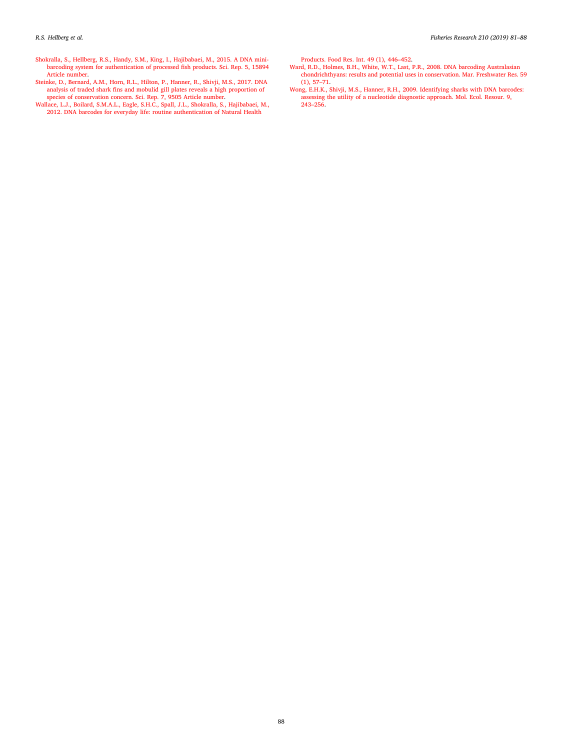Shokralla, S., Hellberg, R.S., Handy, S.M., King, I., Hajibabaei, M., 2015. A DNA mini-barcoding system for authentication of processed fish products. Sci. Rep. 5, 15894 Article number.

Steinke, D., Bernard, A.M., Horn, R.L., Hilton, P., Hanner, R., Shivji, M.S., 2017. DNA analysis of traded shark fins and mobulid gill plates reveals a high proportion of species of conservation concern. Sci. Rep. 7, 9505 Article number.

Wallace, L.J., Boilard, S.M.A.L., Eagle, S.H.C., Spall, J.L., Shokralla, S., Hajibabaei, M., 2012. DNA barcodes for everyday life: routine authentication of Natural Health Products. Food Res. Int. 49 (1), 446–452.

Ward, R.D., Holmes, B.H., White, W.T., Last, P.R., 2008. DNA barcoding Australasian chondrichthyans: results and potential uses in conservation. Mar. Freshwater Res. 59 (1), 57–71.

Wong, E.H.K., Shivji, M.S., Hanner, R.H., 2009. Identifying sharks with DNA barcodes: assessing the utility of a nucleotide diagnostic approach. Mol. Ecol. Resour. 9, 243–256.